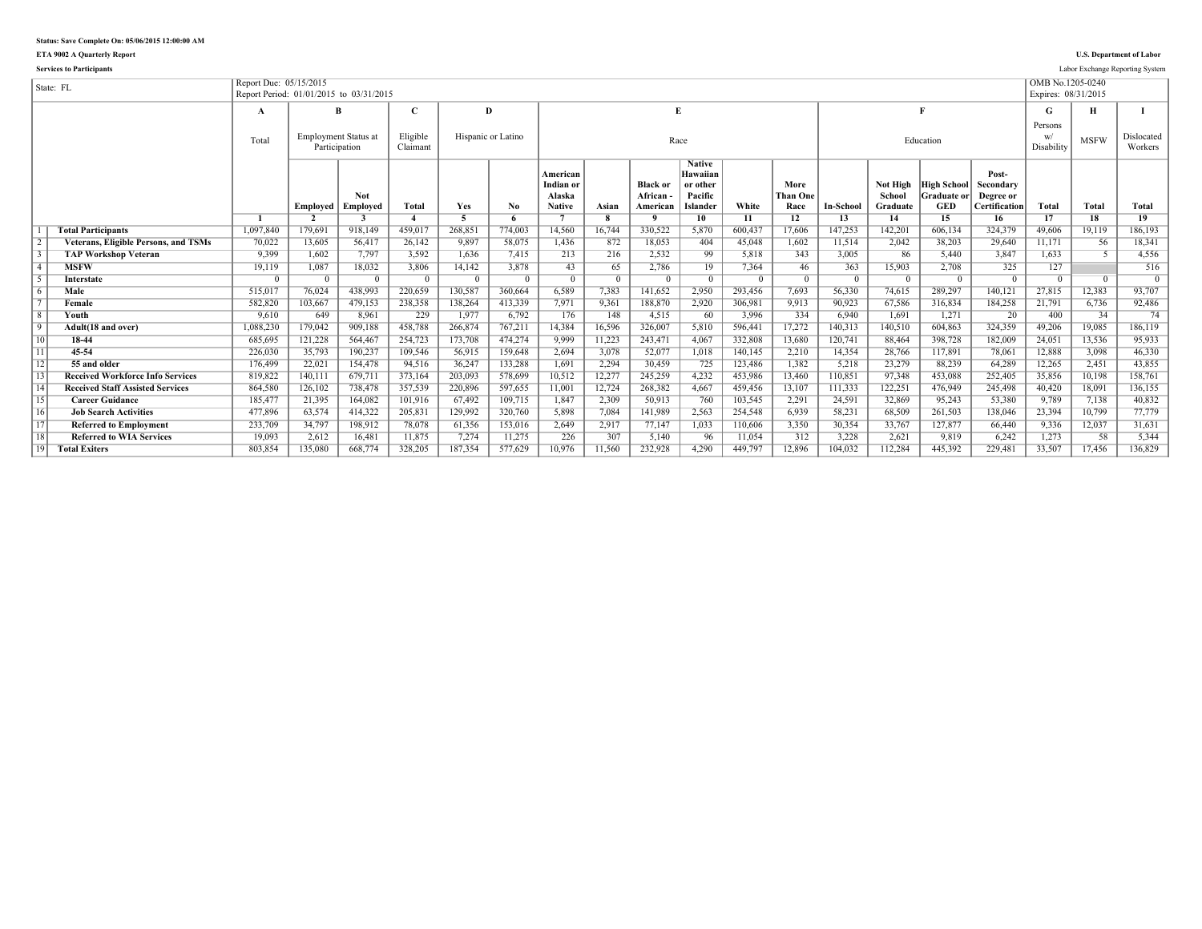**Status: Save Complete On: 05/06/2015 12:00:00 AM**

**ETA 9002 A Quarterly Report**

**Services to Participants**

**U.S. Department of Labor**

Labor Exchange Reporting System

| State: FL | | Report Due: 05/15/2015<br>Report Period: 01/01/2015 to 03/31/2015 | | | | | | | | | | | | | | | | | OMB No.1205-0240<br>Expires: 08/31/2015 | | |
|---|---|---|---|---|---|---|---|---|---|---|---|---|---|---|---|---|---|---|---|---|---|
| | | **A** | **B** | | **C** | **D** | | **E** | | | | | | **F** | | | | **G** | **H** | **I** |
| | | Total | Employment Status at Participation | | Eligible Claimant | Hispanic or Latino | | Race | | | | | | Education | | | | Persons w/ Disability | MSFW | Dislocated Workers |
| | | | **Employed** | **Not Employed** | **Total** | **Yes** | **No** | **American Indian or Alaska Native** | **Asian** | **Black or African - American** | **Native Hawaiian or other Pacific Islander** | **White** | **More Than One Race** | **In-School** | **Not High School Graduate** | **High School Graduate or GED** | **Post-Secondary Degree or Certification** | **Total** | **Total** | **Total** |
| | | **1** | **2** | **3** | **4** | **5** | **6** | **7** | **8** | **9** | **10** | **11** | **12** | **13** | **14** | **15** | **16** | **17** | **18** | **19** |
| 1 | **Total Participants** | 1,097,840 | 179,691 | 918,149 | 459,017 | 268,851 | 774,003 | 14,560 | 16,744 | 330,522 | 5,870 | 600,437 | 17,606 | 147,253 | 142,201 | 606,134 | 324,379 | 49,606 | 19,119 | 186,193 |
| 2 | **Veterans, Eligible Persons, and TSMs** | 70,022 | 13,605 | 56,417 | 26,142 | 9,897 | 58,075 | 1,436 | 872 | 18,053 | 404 | 45,048 | 1,602 | 11,514 | 2,042 | 38,203 | 29,640 | 11,171 | 56 | 18,341 |
| 3 | **TAP Workshop Veteran** | 9,399 | 1,602 | 7,797 | 3,592 | 1,636 | 7,415 | 213 | 216 | 2,532 | 99 | 5,818 | 343 | 3,005 | 86 | 5,440 | 3,847 | 1,633 | 5 | 4,556 |
| 4 | **MSFW** | 19,119 | 1,087 | 18,032 | 3,806 | 14,142 | 3,878 | 43 | 65 | 2,786 | 19 | 7,364 | 46 | 363 | 15,903 | 2,708 | 325 | 127 | | 516 |
| 5 | **Interstate** | 0 | 0 | 0 | 0 | 0 | 0 | 0 | 0 | 0 | 0 | 0 | 0 | 0 | 0 | 0 | 0 | 0 | 0 | 0 |
| 6 | **Male** | 515,017 | 76,024 | 438,993 | 220,659 | 130,587 | 360,664 | 6,589 | 7,383 | 141,652 | 2,950 | 293,456 | 7,693 | 56,330 | 74,615 | 289,297 | 140,121 | 27,815 | 12,383 | 93,707 |
| 7 | **Female** | 582,820 | 103,667 | 479,153 | 238,358 | 138,264 | 413,339 | 7,971 | 9,361 | 188,870 | 2,920 | 306,981 | 9,913 | 90,923 | 67,586 | 316,834 | 184,258 | 21,791 | 6,736 | 92,486 |
| 8 | **Youth** | 9,610 | 649 | 8,961 | 229 | 1,977 | 6,792 | 176 | 148 | 4,515 | 60 | 3,996 | 334 | 6,940 | 1,691 | 1,271 | 20 | 400 | 34 | 74 |
| 9 | **Adult(18 and over)** | 1,088,230 | 179,042 | 909,188 | 458,788 | 266,874 | 767,211 | 14,384 | 16,596 | 326,007 | 5,810 | 596,441 | 17,272 | 140,313 | 140,510 | 604,863 | 324,359 | 49,206 | 19,085 | 186,119 |
| 10 | **18-44** | 685,695 | 121,228 | 564,467 | 254,723 | 173,708 | 474,274 | 9,999 | 11,223 | 243,471 | 4,067 | 332,808 | 13,680 | 120,741 | 88,464 | 398,728 | 182,009 | 24,051 | 13,536 | 95,933 |
| 11 | **45-54** | 226,030 | 35,793 | 190,237 | 109,546 | 56,915 | 159,648 | 2,694 | 3,078 | 52,077 | 1,018 | 140,145 | 2,210 | 14,354 | 28,766 | 117,891 | 78,061 | 12,888 | 3,098 | 46,330 |
| 12 | **55 and older** | 176,499 | 22,021 | 154,478 | 94,516 | 36,247 | 133,288 | 1,691 | 2,294 | 30,459 | 725 | 123,486 | 1,382 | 5,218 | 23,279 | 88,239 | 64,289 | 12,265 | 2,451 | 43,855 |
| 13 | **Received Workforce Info Services** | 819,822 | 140,111 | 679,711 | 373,164 | 203,093 | 578,699 | 10,512 | 12,277 | 245,259 | 4,232 | 453,986 | 13,460 | 110,851 | 97,348 | 453,088 | 252,405 | 35,856 | 10,198 | 158,761 |
| 14 | **Received Staff Assisted Services** | 864,580 | 126,102 | 738,478 | 357,539 | 220,896 | 597,655 | 11,001 | 12,724 | 268,382 | 4,667 | 459,456 | 13,107 | 111,333 | 122,251 | 476,949 | 245,498 | 40,420 | 18,091 | 136,155 |
| 15 | **Career Guidance** | 185,477 | 21,395 | 164,082 | 101,916 | 67,492 | 109,715 | 1,847 | 2,309 | 50,913 | 760 | 103,545 | 2,291 | 24,591 | 32,869 | 95,243 | 53,380 | 9,789 | 7,138 | 40,832 |
| 16 | **Job Search Activities** | 477,896 | 63,574 | 414,322 | 205,831 | 129,992 | 320,760 | 5,898 | 7,084 | 141,989 | 2,563 | 254,548 | 6,939 | 58,231 | 68,509 | 261,503 | 138,046 | 23,394 | 10,799 | 77,779 |
| 17 | **Referred to Employment** | 233,709 | 34,797 | 198,912 | 78,078 | 61,356 | 153,016 | 2,649 | 2,917 | 77,147 | 1,033 | 110,606 | 3,350 | 30,354 | 33,767 | 127,877 | 66,440 | 9,336 | 12,037 | 31,631 |
| 18 | **Referred to WIA Services** | 19,093 | 2,612 | 16,481 | 11,875 | 7,274 | 11,275 | 226 | 307 | 5,140 | 96 | 11,054 | 312 | 3,228 | 2,621 | 9,819 | 6,242 | 1,273 | 58 | 5,344 |
| 19 | **Total Exiters** | 803,854 | 135,080 | 668,774 | 328,205 | 187,354 | 577,629 | 10,976 | 11,560 | 232,928 | 4,290 | 449,797 | 12,896 | 104,032 | 112,284 | 445,392 | 229,481 | 33,507 | 17,456 | 136,829 |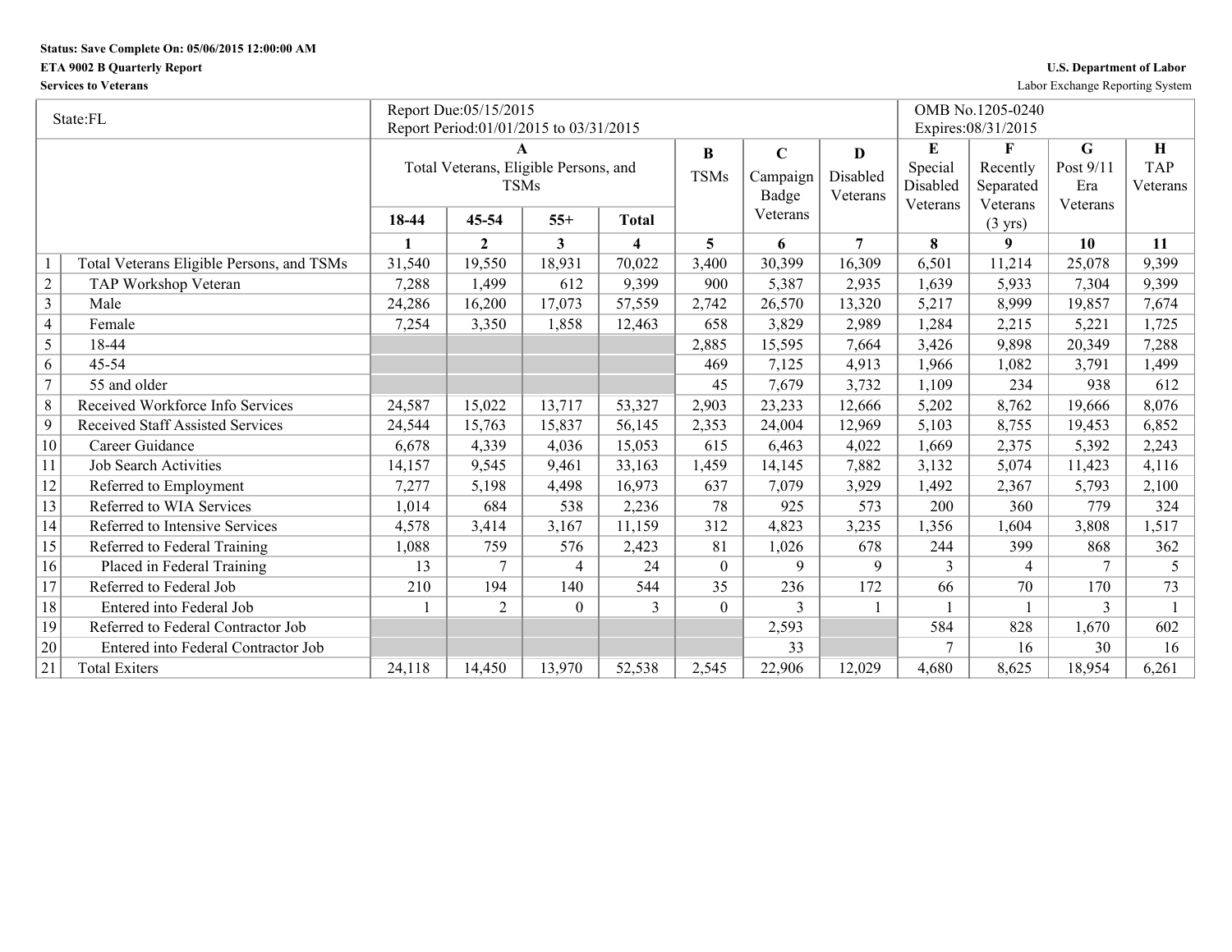**Status: Save Complete On: 05/06/2015 12:00:00 AM**
**ETA 9002 B Quarterly Report**
**Services to Veterans**

**U.S. Department of Labor**
Labor Exchange Reporting System

| State:FL | | Report Due:05/15/2015 Report Period:01/01/2015 to 03/31/2015 | | | | | | | OMB No.1205-0240 Expires:08/31/2015 | | | |
|---|---|---|---|---|---|---|---|---|---|---|---|---|
| | | A Total Veterans, Eligible Persons, and TSMs | | | | B TSMs | C Campaign Badge Veterans | D Disabled Veterans | E Special Disabled Veterans | F Recently Separated Veterans (3 yrs) | G Post 9/11 Era Veterans | H TAP Veterans |
| | | 18-44 | 45-54 | 55+ | Total | | | | | | | |
| | | 1 | 2 | 3 | 4 | 5 | 6 | 7 | 8 | 9 | 10 | 11 |
| 1 | Total Veterans Eligible Persons, and TSMs | 31,540 | 19,550 | 18,931 | 70,022 | 3,400 | 30,399 | 16,309 | 6,501 | 11,214 | 25,078 | 9,399 |
| 2 | TAP Workshop Veteran | 7,288 | 1,499 | 612 | 9,399 | 900 | 5,387 | 2,935 | 1,639 | 5,933 | 7,304 | 9,399 |
| 3 | Male | 24,286 | 16,200 | 17,073 | 57,559 | 2,742 | 26,570 | 13,320 | 5,217 | 8,999 | 19,857 | 7,674 |
| 4 | Female | 7,254 | 3,350 | 1,858 | 12,463 | 658 | 3,829 | 2,989 | 1,284 | 2,215 | 5,221 | 1,725 |
| 5 | 18-44 | | | | | 2,885 | 15,595 | 7,664 | 3,426 | 9,898 | 20,349 | 7,288 |
| 6 | 45-54 | | | | | 469 | 7,125 | 4,913 | 1,966 | 1,082 | 3,791 | 1,499 |
| 7 | 55 and older | | | | | 45 | 7,679 | 3,732 | 1,109 | 234 | 938 | 612 |
| 8 | Received Workforce Info Services | 24,587 | 15,022 | 13,717 | 53,327 | 2,903 | 23,233 | 12,666 | 5,202 | 8,762 | 19,666 | 8,076 |
| 9 | Received Staff Assisted Services | 24,544 | 15,763 | 15,837 | 56,145 | 2,353 | 24,004 | 12,969 | 5,103 | 8,755 | 19,453 | 6,852 |
| 10 | Career Guidance | 6,678 | 4,339 | 4,036 | 15,053 | 615 | 6,463 | 4,022 | 1,669 | 2,375 | 5,392 | 2,243 |
| 11 | Job Search Activities | 14,157 | 9,545 | 9,461 | 33,163 | 1,459 | 14,145 | 7,882 | 3,132 | 5,074 | 11,423 | 4,116 |
| 12 | Referred to Employment | 7,277 | 5,198 | 4,498 | 16,973 | 637 | 7,079 | 3,929 | 1,492 | 2,367 | 5,793 | 2,100 |
| 13 | Referred to WIA Services | 1,014 | 684 | 538 | 2,236 | 78 | 925 | 573 | 200 | 360 | 779 | 324 |
| 14 | Referred to Intensive Services | 4,578 | 3,414 | 3,167 | 11,159 | 312 | 4,823 | 3,235 | 1,356 | 1,604 | 3,808 | 1,517 |
| 15 | Referred to Federal Training | 1,088 | 759 | 576 | 2,423 | 81 | 1,026 | 678 | 244 | 399 | 868 | 362 |
| 16 | Placed in Federal Training | 13 | 7 | 4 | 24 | 0 | 9 | 9 | 3 | 4 | 7 | 5 |
| 17 | Referred to Federal Job | 210 | 194 | 140 | 544 | 35 | 236 | 172 | 66 | 70 | 170 | 73 |
| 18 | Entered into Federal Job | 1 | 2 | 0 | 3 | 0 | 3 | 1 | 1 | 1 | 3 | 1 |
| 19 | Referred to Federal Contractor Job | | | | | | 2,593 | | 584 | 828 | 1,670 | 602 |
| 20 | Entered into Federal Contractor Job | | | | | | 33 | | 7 | 16 | 30 | 16 |
| 21 | Total Exiters | 24,118 | 14,450 | 13,970 | 52,538 | 2,545 | 22,906 | 12,029 | 4,680 | 8,625 | 18,954 | 6,261 |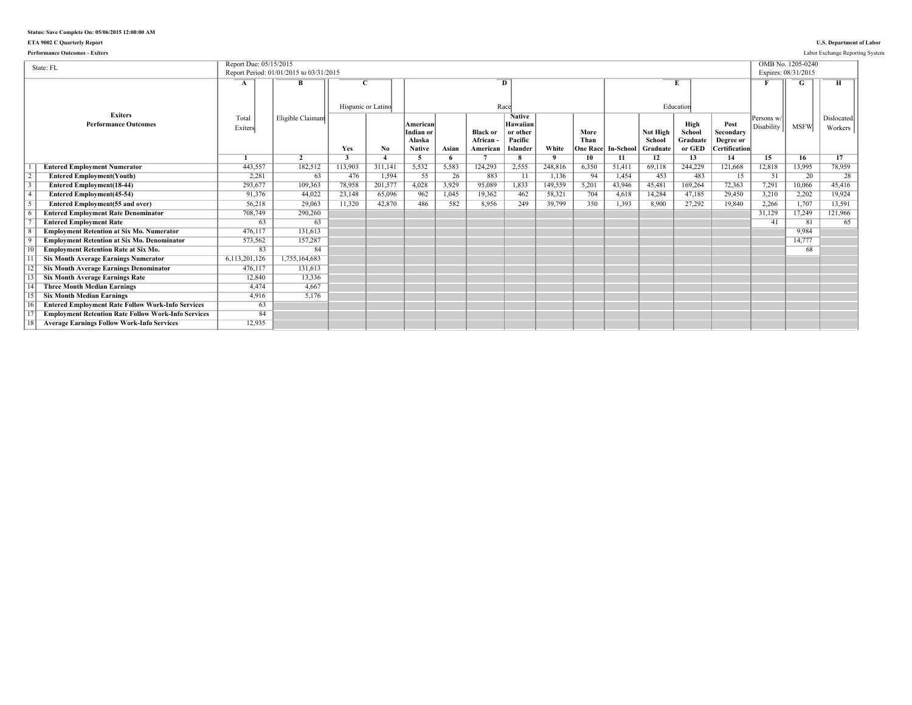Status: Save Complete On: 05/06/2015 12:00:00 AM

ETA 9002 C Quarterly Report

Performance Outcomes - Exiters

U.S. Department of Labor

Labor Exchange Reporting System

| State: FL | | Report Due: 05/15/2015<br>Report Period: 01/01/2015 to 03/31/2015 | | | | | | | | | | | | | | | | OMB No. 1205-0240<br>Expires: 08/31/2015 | |
|---|---|---|---|---|---|---|---|---|---|---|---|---|---|---|---|---|---|---|---|
| | | A | B | C | | D | | | | | | E | | | | F | G | H |
| | | | | Hispanic or Latino | | Race | | | | | | Education | | | | | | |
| | Exiters Performance Outcomes | Total Exiters | Eligible Claimant | Yes | No | American Indian or Alaska Native | Asian | Black or African - American | Native Hawaiian or other Pacific Islander | White | More Than One Race | In-School | Not High School Graduate | High School Graduate or GED | Post Secondary Degree or Certification | Persons w/ Disability | MSFW | Dislocated Workers |
| | | 1 | 2 | 3 | 4 | 5 | 6 | 7 | 8 | 9 | 10 | 11 | 12 | 13 | 14 | 15 | 16 | 17 |
| 1 | Entered Employment Numerator | 443,557 | 182,512 | 113,903 | 311,141 | 5,532 | 5,583 | 124,293 | 2,555 | 248,816 | 6,350 | 51,411 | 69,118 | 244,229 | 121,668 | 12,818 | 13,995 | 78,959 |
| 2 | Entered Employment(Youth) | 2,281 | 63 | 476 | 1,594 | 55 | 26 | 883 | 11 | 1,136 | 94 | 1,454 | 453 | 483 | 15 | 51 | 20 | 28 |
| 3 | Entered Employment(18-44) | 293,677 | 109,363 | 78,958 | 201,577 | 4,028 | 3,929 | 95,089 | 1,833 | 149,559 | 5,201 | 43,946 | 45,481 | 169,264 | 72,363 | 7,291 | 10,066 | 45,416 |
| 4 | Entered Employment(45-54) | 91,376 | 44,022 | 23,148 | 65,096 | 962 | 1,045 | 19,362 | 462 | 58,321 | 704 | 4,618 | 14,284 | 47,185 | 29,450 | 3,210 | 2,202 | 19,924 |
| 5 | Entered Employment(55 and over) | 56,218 | 29,063 | 11,320 | 42,870 | 486 | 582 | 8,956 | 249 | 39,799 | 350 | 1,393 | 8,900 | 27,292 | 19,840 | 2,266 | 1,707 | 13,591 |
| 6 | Entered Employment Rate Denominator | 708,749 | 290,260 | | | | | | | | | | | | | 31,129 | 17,249 | 121,966 |
| 7 | Entered Employment Rate | 63 | 63 | | | | | | | | | | | | | 41 | 81 | 65 |
| 8 | Employment Retention at Six Mo. Numerator | 476,117 | 131,613 | | | | | | | | | | | | | | 9,984 | |
| 9 | Employment Retention at Six Mo. Denominator | 573,562 | 157,287 | | | | | | | | | | | | | | 14,777 | |
| 10 | Employment Retention Rate at Six Mo. | 83 | 84 | | | | | | | | | | | | | | 68 | |
| 11 | Six Month Average Earnings Numerator | 6,113,201,126 | 1,755,164,683 | | | | | | | | | | | | | | | |
| 12 | Six Month Average Earnings Denominator | 476,117 | 131,613 | | | | | | | | | | | | | | | |
| 13 | Six Month Average Earnings Rate | 12,840 | 13,336 | | | | | | | | | | | | | | | |
| 14 | Three Month Median Earnings | 4,474 | 4,667 | | | | | | | | | | | | | | | |
| 15 | Six Month Median Earnings | 4,916 | 5,176 | | | | | | | | | | | | | | | |
| 16 | Entered Employment Rate Follow Work-Info Services | 63 | | | | | | | | | | | | | | | | |
| 17 | Employment Retention Rate Follow Work-Info Services | 84 | | | | | | | | | | | | | | | | |
| 18 | Average Earnings Follow Work-Info Services | 12,935 | | | | | | | | | | | | | | | | |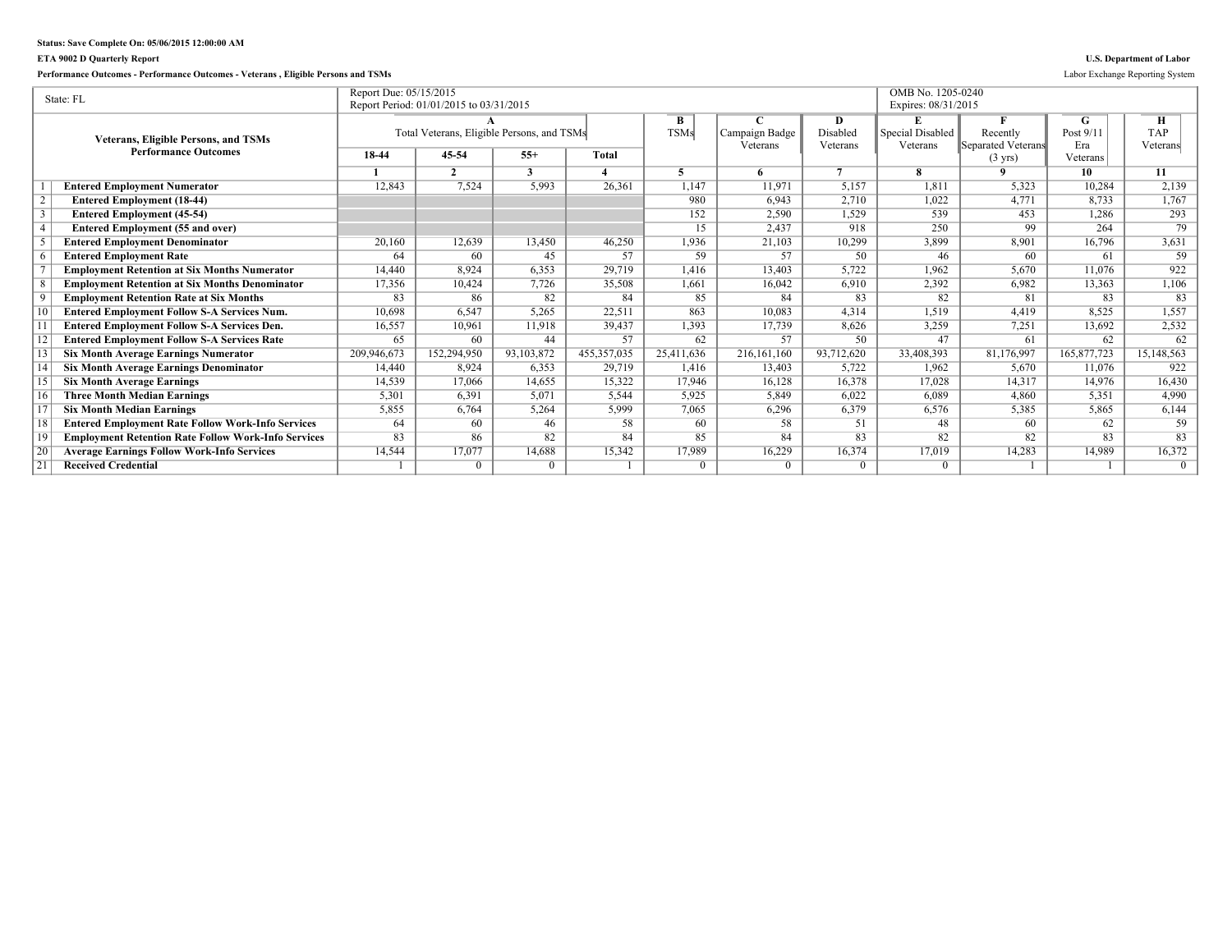Status: Save Complete On: 05/06/2015 12:00:00 AM

ETA 9002 D Quarterly Report

U.S. Department of Labor

Performance Outcomes - Performance Outcomes - Veterans , Eligible Persons and TSMs

Labor Exchange Reporting System

| State: FL | | Report Due: 05/15/2015<br>Report Period: 01/01/2015 to 03/31/2015 | | | | | | | OMB No. 1205-0240<br>Expires: 08/31/2015 | | | |
|---|---|---|---|---|---|---|---|---|---|---|---|---|
| Veterans, Eligible Persons, and TSMs Performance Outcomes | | A<br>Total Veterans, Eligible Persons, and TSMs | | | | B<br>TSMs | C<br>Campaign Badge Veterans | D<br>Disabled Veterans | E<br>Special Disabled Veterans | F<br>Recently Separated Veterans (3 yrs) | G<br>Post 9/11 Era Veterans | H<br>TAP Veterans |
| | | 18-44 | 45-54 | 55+ | Total | | | | | | | |
| | | 1 | 2 | 3 | 4 | 5 | 6 | 7 | 8 | 9 | 10 | 11 |
| 1 | **Entered Employment Numerator** | 12,843 | 7,524 | 5,993 | 26,361 | 1,147 | 11,971 | 5,157 | 1,811 | 5,323 | 10,284 | 2,139 |
| 2 | **Entered Employment (18-44)** | | | | | 980 | 6,943 | 2,710 | 1,022 | 4,771 | 8,733 | 1,767 |
| 3 | **Entered Employment (45-54)** | | | | | 152 | 2,590 | 1,529 | 539 | 453 | 1,286 | 293 |
| 4 | **Entered Employment (55 and over)** | | | | | 15 | 2,437 | 918 | 250 | 99 | 264 | 79 |
| 5 | **Entered Employment Denominator** | 20,160 | 12,639 | 13,450 | 46,250 | 1,936 | 21,103 | 10,299 | 3,899 | 8,901 | 16,796 | 3,631 |
| 6 | **Entered Employment Rate** | 64 | 60 | 45 | 57 | 59 | 57 | 50 | 46 | 60 | 61 | 59 |
| 7 | **Employment Retention at Six Months Numerator** | 14,440 | 8,924 | 6,353 | 29,719 | 1,416 | 13,403 | 5,722 | 1,962 | 5,670 | 11,076 | 922 |
| 8 | **Employment Retention at Six Months Denominator** | 17,356 | 10,424 | 7,726 | 35,508 | 1,661 | 16,042 | 6,910 | 2,392 | 6,982 | 13,363 | 1,106 |
| 9 | **Employment Retention Rate at Six Months** | 83 | 86 | 82 | 84 | 85 | 84 | 83 | 82 | 81 | 83 | 83 |
| 10 | **Entered Employment Follow S-A Services Num.** | 10,698 | 6,547 | 5,265 | 22,511 | 863 | 10,083 | 4,314 | 1,519 | 4,419 | 8,525 | 1,557 |
| 11 | **Entered Employment Follow S-A Services Den.** | 16,557 | 10,961 | 11,918 | 39,437 | 1,393 | 17,739 | 8,626 | 3,259 | 7,251 | 13,692 | 2,532 |
| 12 | **Entered Employment Follow S-A Services Rate** | 65 | 60 | 44 | 57 | 62 | 57 | 50 | 47 | 61 | 62 | 62 |
| 13 | **Six Month Average Earnings Numerator** | 209,946,673 | 152,294,950 | 93,103,872 | 455,357,035 | 25,411,636 | 216,161,160 | 93,712,620 | 33,408,393 | 81,176,997 | 165,877,723 | 15,148,563 |
| 14 | **Six Month Average Earnings Denominator** | 14,440 | 8,924 | 6,353 | 29,719 | 1,416 | 13,403 | 5,722 | 1,962 | 5,670 | 11,076 | 922 |
| 15 | **Six Month Average Earnings** | 14,539 | 17,066 | 14,655 | 15,322 | 17,946 | 16,128 | 16,378 | 17,028 | 14,317 | 14,976 | 16,430 |
| 16 | **Three Month Median Earnings** | 5,301 | 6,391 | 5,071 | 5,544 | 5,925 | 5,849 | 6,022 | 6,089 | 4,860 | 5,351 | 4,990 |
| 17 | **Six Month Median Earnings** | 5,855 | 6,764 | 5,264 | 5,999 | 7,065 | 6,296 | 6,379 | 6,576 | 5,385 | 5,865 | 6,144 |
| 18 | **Entered Employment Rate Follow Work-Info Services** | 64 | 60 | 46 | 58 | 60 | 58 | 51 | 48 | 60 | 62 | 59 |
| 19 | **Employment Retention Rate Follow Work-Info Services** | 83 | 86 | 82 | 84 | 85 | 84 | 83 | 82 | 82 | 83 | 83 |
| 20 | **Average Earnings Follow Work-Info Services** | 14,544 | 17,077 | 14,688 | 15,342 | 17,989 | 16,229 | 16,374 | 17,019 | 14,283 | 14,989 | 16,372 |
| 21 | **Received Credential** | 1 | 0 | 0 | 1 | 0 | 0 | 0 | 0 | 1 | 1 | 0 |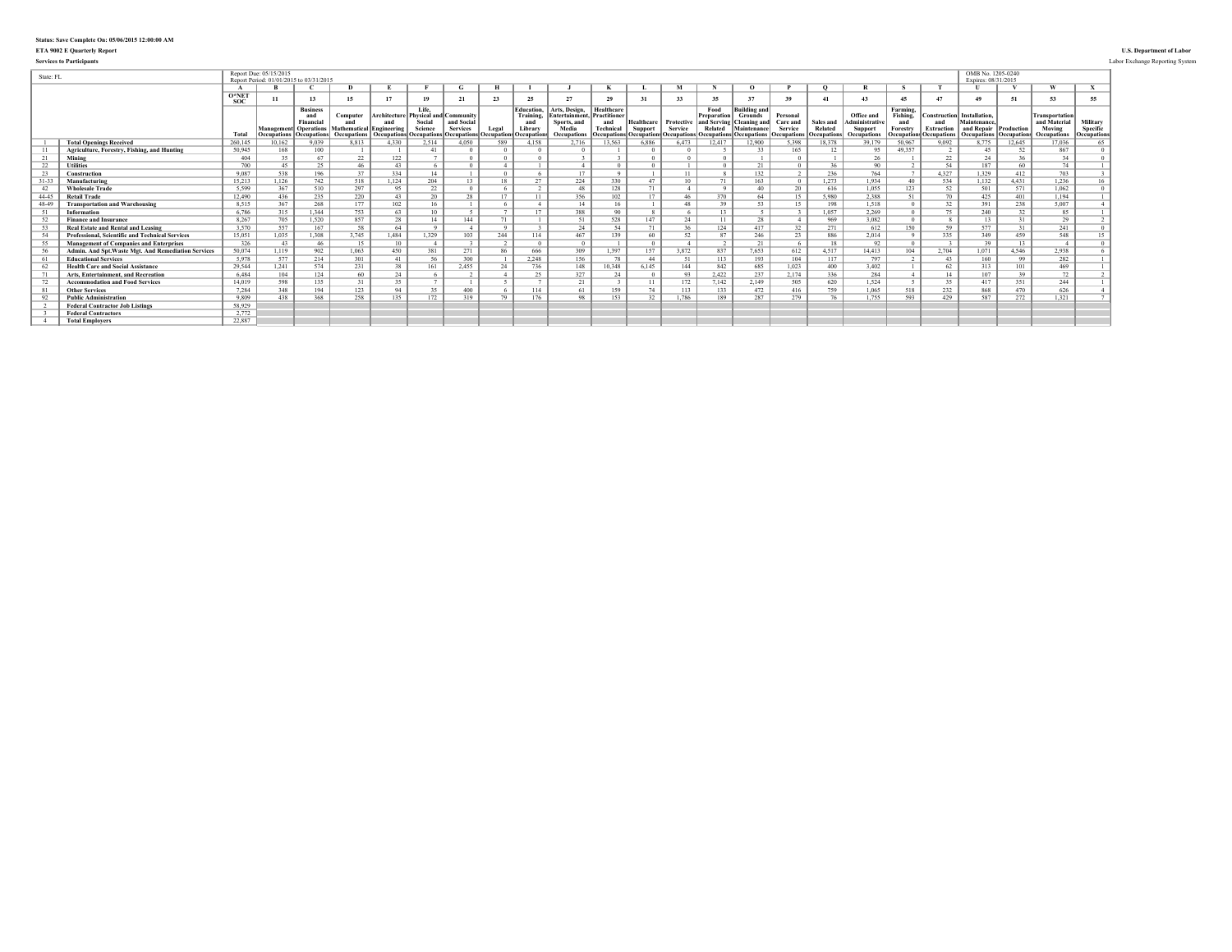**Status: Save Complete On: 05/06/2015 12:00:00 AM**

**ETA 9002 E Quarterly Report**

**U.S. Department of Labor**

**Services to Participants**

Labor Exchange Reporting System

State: FL

Report Due: 05/15/2015
Report Period: 01/01/2015 to 03/31/2015

OMB No. 1205-0240
Expires: 08/31/2015

| | | A | B | C | D | E | F | G | H | I | J | K | L | M | N | O | P | Q | R | S | T | U | V | W | X |
|---|---|---|---|---|---|---|---|---|---|---|---|---|---|---|---|---|---|---|---|---|---|---|---|---|---|
| | | O*NET SOC | 11 | 13 | 15 | 17 | 19 | 21 | 23 | 25 | 27 | 29 | 31 | 33 | 35 | 37 | 39 | 41 | 43 | 45 | 47 | 49 | 51 | 53 | 55 |
| | | Total | Management Occupations | Business and Financial Operations Occupations | Computer and Mathematical Occupations | Architecture and Engineering Occupations | Life, Physical and Social Science Occupations | Community and Social Services Occupations | Legal Occupations | Education, Training, and Library Occupations | Arts, Design, Entertainment, Sports, and Media Occupations | Healthcare Practitioner and Technical Occupations | Healthcare Support Occupations | Protective Service Occupations | Food Preparation and Serving Related Occupations | Building and Grounds Cleaning and Maintenance Occupations | Personal Care and Service Occupations | Sales and Related Occupations | Office and Administrative Support Occupations | Farming, Fishing, and Forestry Occupations | Construction and Extraction Occupations | Installation, Maintenance, and Repair Occupations | Production Occupations | Transportation and Material Moving Occupations | Military Specific Occupations |
| 1 | **Total Openings Received** | 260,145 | 10,162 | 9,039 | 8,813 | 4,330 | 2,514 | 4,050 | 589 | 4,158 | 2,716 | 13,563 | 6,886 | 6,473 | 12,417 | 12,900 | 5,398 | 18,378 | 39,179 | 50,967 | 9,092 | 8,775 | 12,645 | 17,036 | 65 |
| 11 | **Agriculture, Forestry, Fishing, and Hunting** | 50,945 | 168 | 100 | 1 | 1 | 41 | 0 | 0 | 0 | 0 | 1 | 0 | 0 | 5 | 33 | 165 | 12 | 95 | 49,357 | 2 | 45 | 52 | 867 | 0 |
| 21 | **Mining** | 404 | 35 | 67 | 22 | 122 | 7 | 0 | 0 | 0 | 3 | 3 | 0 | 0 | 0 | 1 | 0 | 1 | 26 | 1 | 22 | 24 | 36 | 34 | 0 |
| 22 | **Utilities** | 700 | 45 | 25 | 46 | 43 | 6 | 0 | 4 | 1 | 4 | 0 | 0 | 1 | 0 | 21 | 0 | 36 | 90 | 2 | 54 | 187 | 60 | 74 | 1 |
| 23 | **Construction** | 9,087 | 538 | 196 | 37 | 334 | 14 | 1 | 0 | 6 | 17 | 9 | 1 | 11 | 8 | 132 | 2 | 236 | 764 | 7 | 4,327 | 1,329 | 412 | 703 | 3 |
| 31-33 | **Manufacturing** | 15,213 | 1,126 | 742 | 518 | 1,124 | 204 | 13 | 18 | 27 | 224 | 330 | 47 | 10 | 71 | 163 | 0 | 1,273 | 1,934 | 40 | 534 | 1,132 | 4,431 | 1,236 | 16 |
| 42 | **Wholesale Trade** | 5,599 | 367 | 510 | 297 | 95 | 22 | 0 | 6 | 2 | 48 | 128 | 71 | 4 | 9 | 40 | 20 | 616 | 1,055 | 123 | 52 | 501 | 571 | 1,062 | 0 |
| 44-45 | **Retail Trade** | 12,490 | 436 | 235 | 220 | 43 | 20 | 28 | 17 | 11 | 356 | 102 | 17 | 46 | 370 | 64 | 15 | 5,980 | 2,388 | 51 | 70 | 425 | 401 | 1,194 | 1 |
| 48-49 | **Transportation and Warehousing** | 8,515 | 367 | 268 | 177 | 102 | 16 | 1 | 6 | 4 | 14 | 16 | 1 | 48 | 39 | 53 | 15 | 198 | 1,518 | 0 | 32 | 391 | 238 | 5,007 | 4 |
| 51 | **Information** | 6,786 | 315 | 1,344 | 753 | 63 | 10 | 5 | 7 | 17 | 388 | 90 | 8 | 6 | 13 | 5 | 3 | 1,057 | 2,269 | 0 | 75 | 240 | 32 | 85 | 1 |
| 52 | **Finance and Insurance** | 8,267 | 705 | 1,520 | 857 | 28 | 14 | 144 | 71 | 1 | 51 | 528 | 147 | 24 | 11 | 28 | 4 | 969 | 3,082 | 0 | 8 | 13 | 31 | 29 | 2 |
| 53 | **Real Estate and Rental and Leasing** | 3,570 | 557 | 167 | 58 | 64 | 9 | 4 | 9 | 3 | 24 | 54 | 71 | 36 | 124 | 417 | 32 | 271 | 612 | 150 | 59 | 577 | 31 | 241 | 0 |
| 54 | **Professional, Scientific and Technical Services** | 15,051 | 1,035 | 1,308 | 3,745 | 1,484 | 1,329 | 103 | 244 | 114 | 467 | 139 | 60 | 52 | 87 | 246 | 23 | 886 | 2,014 | 9 | 335 | 349 | 459 | 548 | 15 |
| 55 | **Management of Companies and Enterprises** | 326 | 43 | 46 | 15 | 10 | 4 | 3 | 2 | 0 | 0 | 1 | 0 | 4 | 2 | 21 | 6 | 18 | 92 | 0 | 3 | 39 | 13 | 4 | 0 |
| 56 | **Admin. And Spt.Waste Mgt. And Remediation Services** | 50,074 | 1,119 | 902 | 1,063 | 450 | 381 | 271 | 86 | 666 | 309 | 1,397 | 157 | 3,872 | 837 | 7,653 | 612 | 4,517 | 14,413 | 104 | 2,704 | 1,071 | 4,546 | 2,938 | 6 |
| 61 | **Educational Services** | 5,978 | 577 | 214 | 301 | 41 | 56 | 300 | 1 | 2,248 | 156 | 78 | 44 | 51 | 113 | 193 | 104 | 117 | 797 | 2 | 43 | 160 | 99 | 282 | 1 |
| 62 | **Health Care and Social Assistance** | 29,544 | 1,241 | 574 | 231 | 38 | 161 | 2,455 | 24 | 736 | 148 | 10,348 | 6,145 | 144 | 842 | 685 | 1,023 | 400 | 3,402 | 1 | 62 | 313 | 101 | 469 | 1 |
| 71 | **Arts, Entertainment, and Recreation** | 6,484 | 104 | 124 | 60 | 24 | 6 | 2 | 4 | 25 | 327 | 24 | 0 | 93 | 2,422 | 237 | 2,174 | 336 | 284 | 4 | 14 | 107 | 39 | 72 | 2 |
| 72 | **Accommodation and Food Services** | 14,019 | 598 | 135 | 31 | 35 | 7 | 1 | 5 | 7 | 21 | 3 | 11 | 172 | 7,142 | 2,149 | 505 | 620 | 1,524 | 5 | 35 | 417 | 351 | 244 | 1 |
| 81 | **Other Services** | 7,284 | 348 | 194 | 123 | 94 | 35 | 400 | 6 | 114 | 61 | 159 | 74 | 113 | 133 | 472 | 416 | 759 | 1,065 | 518 | 232 | 868 | 470 | 626 | 4 |
| 92 | **Public Administration** | 9,809 | 438 | 368 | 258 | 135 | 172 | 319 | 79 | 176 | 98 | 153 | 32 | 1,786 | 189 | 287 | 279 | 76 | 1,755 | 593 | 429 | 587 | 272 | 1,321 | 7 |
| 2 | **Federal Contractor Job Listings** | 58,929 | | | | | | | | | | | | | | | | | | | | | | | |
| 3 | **Federal Contractors** | 2,772 | | | | | | | | | | | | | | | | | | | | | | | |
| 4 | **Total Employers** | 22,887 | | | | | | | | | | | | | | | | | | | | | | | |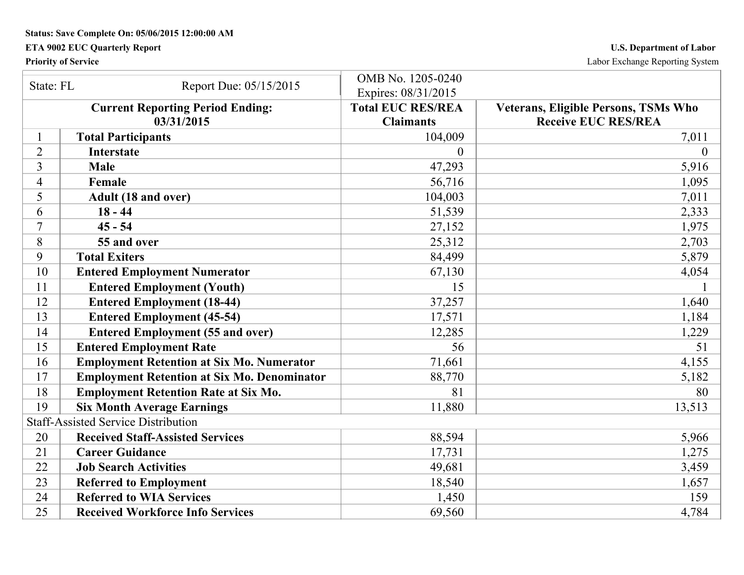**Status: Save Complete On: 05/06/2015 12:00:00 AM**

**ETA 9002 EUC Quarterly Report** **U.S. Department of Labor**

**Priority of Service** Labor Exchange Reporting System

| State: FL | Report Due: 05/15/2015 | OMB No. 1205-0240 Expires: 08/31/2015 | |
|---|---|---|---|
| **Current Reporting Period Ending: 03/31/2015** | | **Total EUC RES/REA Claimants** | **Veterans, Eligible Persons, TSMs Who Receive EUC RES/REA** |
| 1 | **Total Participants** | 104,009 | 7,011 |
| 2 | **Interstate** | 0 | 0 |
| 3 | **Male** | 47,293 | 5,916 |
| 4 | **Female** | 56,716 | 1,095 |
| 5 | **Adult (18 and over)** | 104,003 | 7,011 |
| 6 | **18 - 44** | 51,539 | 2,333 |
| 7 | **45 - 54** | 27,152 | 1,975 |
| 8 | **55 and over** | 25,312 | 2,703 |
| 9 | **Total Exiters** | 84,499 | 5,879 |
| 10 | **Entered Employment Numerator** | 67,130 | 4,054 |
| 11 | **Entered Employment (Youth)** | 15 | 1 |
| 12 | **Entered Employment (18-44)** | 37,257 | 1,640 |
| 13 | **Entered Employment (45-54)** | 17,571 | 1,184 |
| 14 | **Entered Employment (55 and over)** | 12,285 | 1,229 |
| 15 | **Entered Employment Rate** | 56 | 51 |
| 16 | **Employment Retention at Six Mo. Numerator** | 71,661 | 4,155 |
| 17 | **Employment Retention at Six Mo. Denominator** | 88,770 | 5,182 |
| 18 | **Employment Retention Rate at Six Mo.** | 81 | 80 |
| 19 | **Six Month Average Earnings** | 11,880 | 13,513 |
| Staff-Assisted Service Distribution | | | |
| 20 | **Received Staff-Assisted Services** | 88,594 | 5,966 |
| 21 | **Career Guidance** | 17,731 | 1,275 |
| 22 | **Job Search Activities** | 49,681 | 3,459 |
| 23 | **Referred to Employment** | 18,540 | 1,657 |
| 24 | **Referred to WIA Services** | 1,450 | 159 |
| 25 | **Received Workforce Info Services** | 69,560 | 4,784 |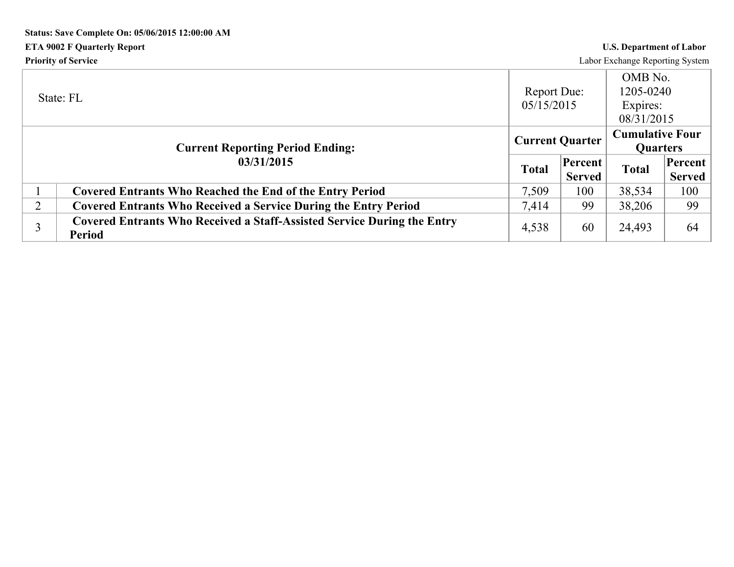**Status: Save Complete On: 05/06/2015 12:00:00 AM**

**ETA 9002 F Quarterly Report**

**Priority of Service**

**U.S. Department of Labor**

Labor Exchange Reporting System

| State: FL | | Report Due: 05/15/2015 | | OMB No. 1205-0240 Expires: 08/31/2015 | |
|---|---|---|---|---|---|
| **Current Reporting Period Ending: 03/31/2015** | | **Current Quarter** | | **Cumulative Four Quarters** | |
| | | **Total** | **Percent Served** | **Total** | **Percent Served** |
| 1 | **Covered Entrants Who Reached the End of the Entry Period** | 7,509 | 100 | 38,534 | 100 |
| 2 | **Covered Entrants Who Received a Service During the Entry Period** | 7,414 | 99 | 38,206 | 99 |
| 3 | **Covered Entrants Who Received a Staff-Assisted Service During the Entry Period** | 4,538 | 60 | 24,493 | 64 |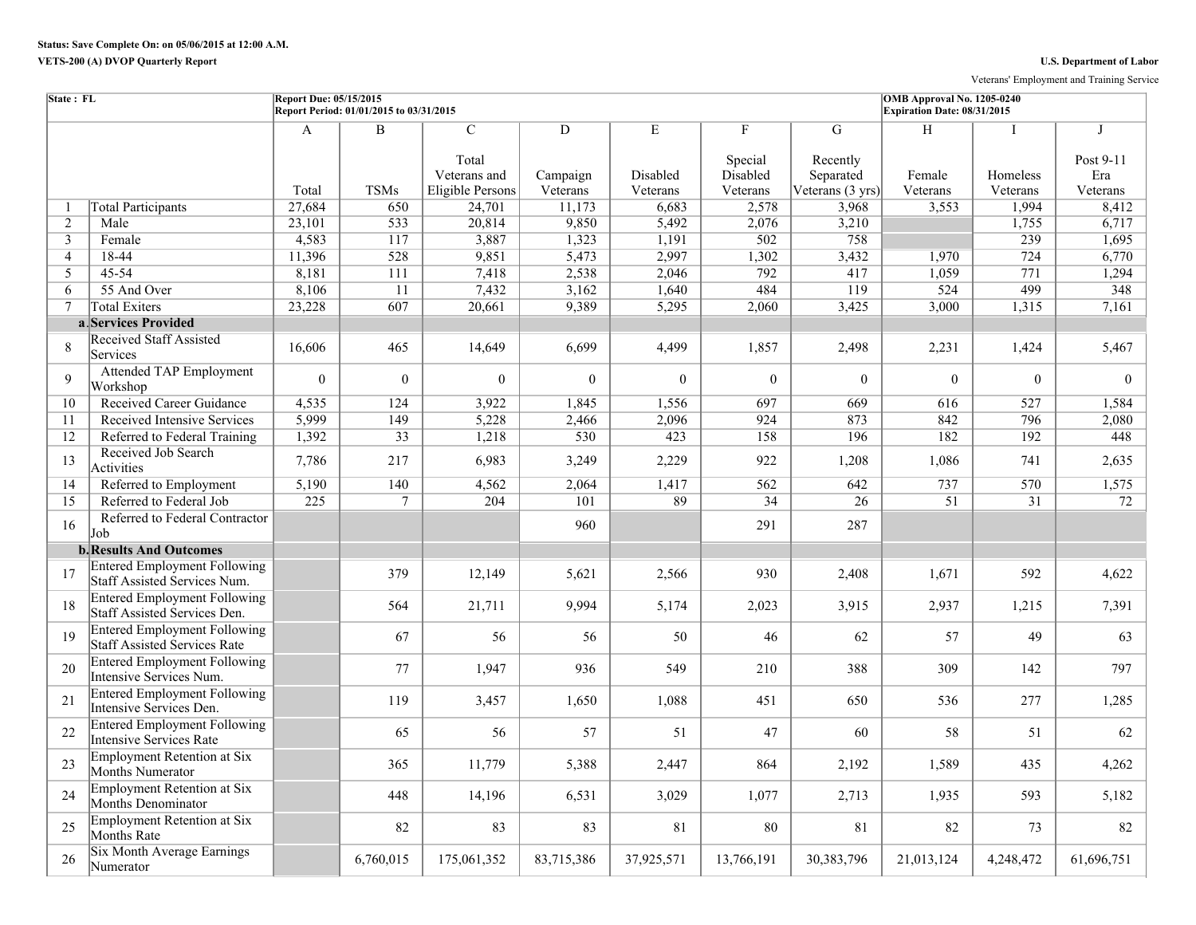**Status: Save Complete On: on 05/06/2015 at 12:00 A.M.**

**VETS-200 (A) DVOP Quarterly Report**

**U.S. Department of Labor**

Veterans' Employment and Training Service

| **State : FL** | | **Report Due: 05/15/2015**<br>**Report Period: 01/01/2015 to 03/31/2015** | | | | | | | **OMB Approval No. 1205-0240**<br>**Expiration Date: 08/31/2015** | | |
|---|---|---|---|---|---|---|---|---|---|---|---|
| | | A | B | C | D | E | F | G | H | I | J |
| | | Total | TSMs | Total Veterans and Eligible Persons | Campaign Veterans | Disabled Veterans | Special Disabled Veterans | Recently Separated Veterans (3 yrs) | Female Veterans | Homeless Veterans | Post 9-11 Era Veterans |
| 1 | Total Participants | 27,684 | 650 | 24,701 | 11,173 | 6,683 | 2,578 | 3,968 | 3,553 | 1,994 | 8,412 |
| 2 | Male | 23,101 | 533 | 20,814 | 9,850 | 5,492 | 2,076 | 3,210 | | 1,755 | 6,717 |
| 3 | Female | 4,583 | 117 | 3,887 | 1,323 | 1,191 | 502 | 758 | | 239 | 1,695 |
| 4 | 18-44 | 11,396 | 528 | 9,851 | 5,473 | 2,997 | 1,302 | 3,432 | 1,970 | 724 | 6,770 |
| 5 | 45-54 | 8,181 | 111 | 7,418 | 2,538 | 2,046 | 792 | 417 | 1,059 | 771 | 1,294 |
| 6 | 55 And Over | 8,106 | 11 | 7,432 | 3,162 | 1,640 | 484 | 119 | 524 | 499 | 348 |
| 7 | Total Exiters | 23,228 | 607 | 20,661 | 9,389 | 5,295 | 2,060 | 3,425 | 3,000 | 1,315 | 7,161 |
| a. | **Services Provided** | | | | | | | | | | |
| 8 | Received Staff Assisted Services | 16,606 | 465 | 14,649 | 6,699 | 4,499 | 1,857 | 2,498 | 2,231 | 1,424 | 5,467 |
| 9 | Attended TAP Employment Workshop | 0 | 0 | 0 | 0 | 0 | 0 | 0 | 0 | 0 | 0 |
| 10 | Received Career Guidance | 4,535 | 124 | 3,922 | 1,845 | 1,556 | 697 | 669 | 616 | 527 | 1,584 |
| 11 | Received Intensive Services | 5,999 | 149 | 5,228 | 2,466 | 2,096 | 924 | 873 | 842 | 796 | 2,080 |
| 12 | Referred to Federal Training | 1,392 | 33 | 1,218 | 530 | 423 | 158 | 196 | 182 | 192 | 448 |
| 13 | Received Job Search Activities | 7,786 | 217 | 6,983 | 3,249 | 2,229 | 922 | 1,208 | 1,086 | 741 | 2,635 |
| 14 | Referred to Employment | 5,190 | 140 | 4,562 | 2,064 | 1,417 | 562 | 642 | 737 | 570 | 1,575 |
| 15 | Referred to Federal Job | 225 | 7 | 204 | 101 | 89 | 34 | 26 | 51 | 31 | 72 |
| 16 | Referred to Federal Contractor Job | | | | 960 | | 291 | 287 | | | |
| b. | **Results And Outcomes** | | | | | | | | | | |
| 17 | Entered Employment Following Staff Assisted Services Num. | | 379 | 12,149 | 5,621 | 2,566 | 930 | 2,408 | 1,671 | 592 | 4,622 |
| 18 | Entered Employment Following Staff Assisted Services Den. | | 564 | 21,711 | 9,994 | 5,174 | 2,023 | 3,915 | 2,937 | 1,215 | 7,391 |
| 19 | Entered Employment Following Staff Assisted Services Rate | | 67 | 56 | 56 | 50 | 46 | 62 | 57 | 49 | 63 |
| 20 | Entered Employment Following Intensive Services Num. | | 77 | 1,947 | 936 | 549 | 210 | 388 | 309 | 142 | 797 |
| 21 | Entered Employment Following Intensive Services Den. | | 119 | 3,457 | 1,650 | 1,088 | 451 | 650 | 536 | 277 | 1,285 |
| 22 | Entered Employment Following Intensive Services Rate | | 65 | 56 | 57 | 51 | 47 | 60 | 58 | 51 | 62 |
| 23 | Employment Retention at Six Months Numerator | | 365 | 11,779 | 5,388 | 2,447 | 864 | 2,192 | 1,589 | 435 | 4,262 |
| 24 | Employment Retention at Six Months Denominator | | 448 | 14,196 | 6,531 | 3,029 | 1,077 | 2,713 | 1,935 | 593 | 5,182 |
| 25 | Employment Retention at Six Months Rate | | 82 | 83 | 83 | 81 | 80 | 81 | 82 | 73 | 82 |
| 26 | Six Month Average Earnings Numerator | | 6,760,015 | 175,061,352 | 83,715,386 | 37,925,571 | 13,766,191 | 30,383,796 | 21,013,124 | 4,248,472 | 61,696,751 |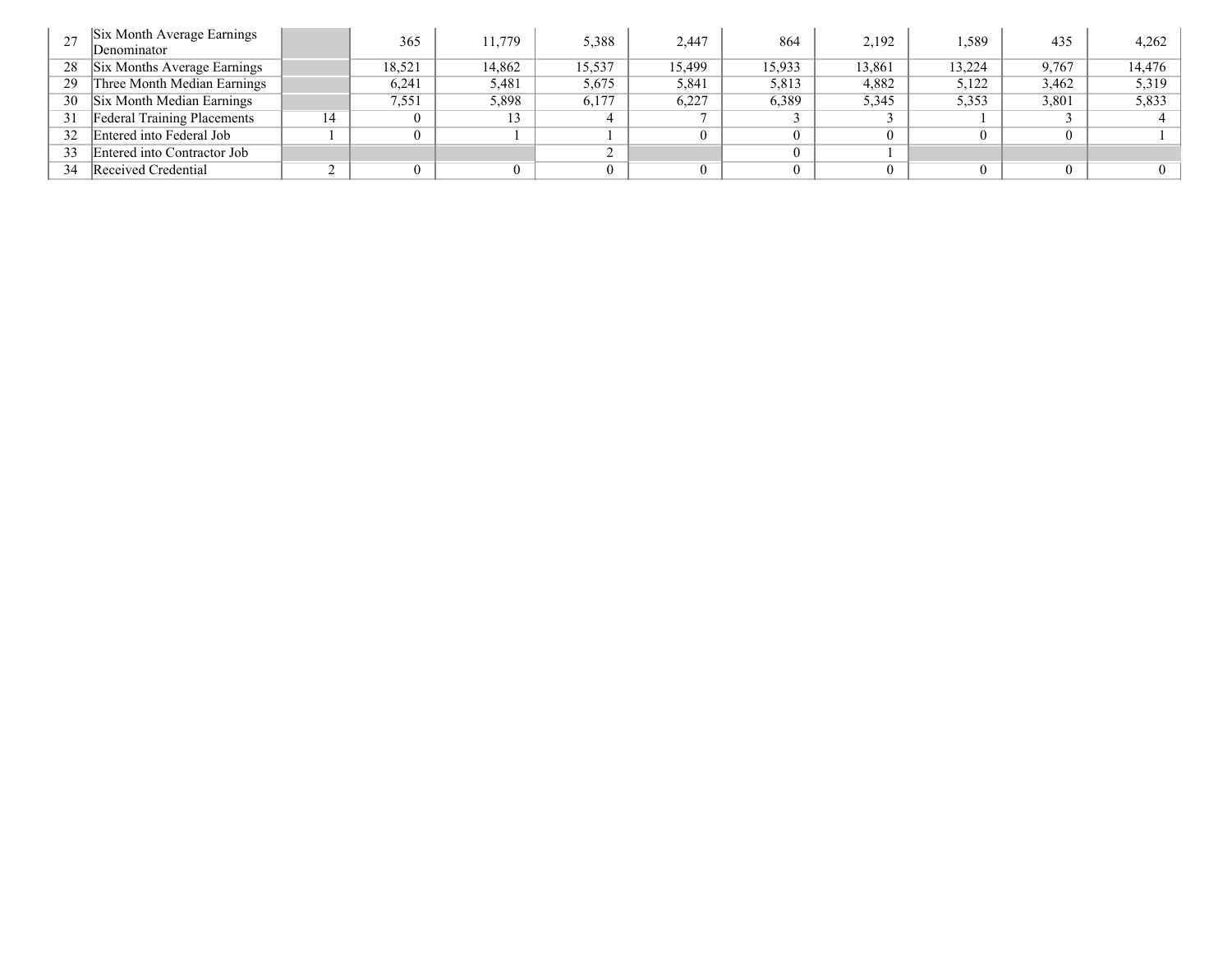| 27 | Six Month Average Earnings Denominator | | 365 | 11,779 | 5,388 | 2,447 | 864 | 2,192 | 1,589 | 435 | 4,262 |
|---|---|---|---|---|---|---|---|---|---|---|---|
| 28 | Six Months Average Earnings | | 18,521 | 14,862 | 15,537 | 15,499 | 15,933 | 13,861 | 13,224 | 9,767 | 14,476 |
| 29 | Three Month Median Earnings | | 6,241 | 5,481 | 5,675 | 5,841 | 5,813 | 4,882 | 5,122 | 3,462 | 5,319 |
| 30 | Six Month Median Earnings | | 7,551 | 5,898 | 6,177 | 6,227 | 6,389 | 5,345 | 5,353 | 3,801 | 5,833 |
| 31 | Federal Training Placements | 14 | 0 | 13 | 4 | 7 | 3 | 3 | 1 | 3 | 4 |
| 32 | Entered into Federal Job | 1 | 0 | 1 | 1 | 0 | 0 | 0 | 0 | 0 | 1 |
| 33 | Entered into Contractor Job | | | | 2 | | 0 | 1 | | | |
| 34 | Received Credential | 2 | 0 | 0 | 0 | 0 | 0 | 0 | 0 | 0 | 0 |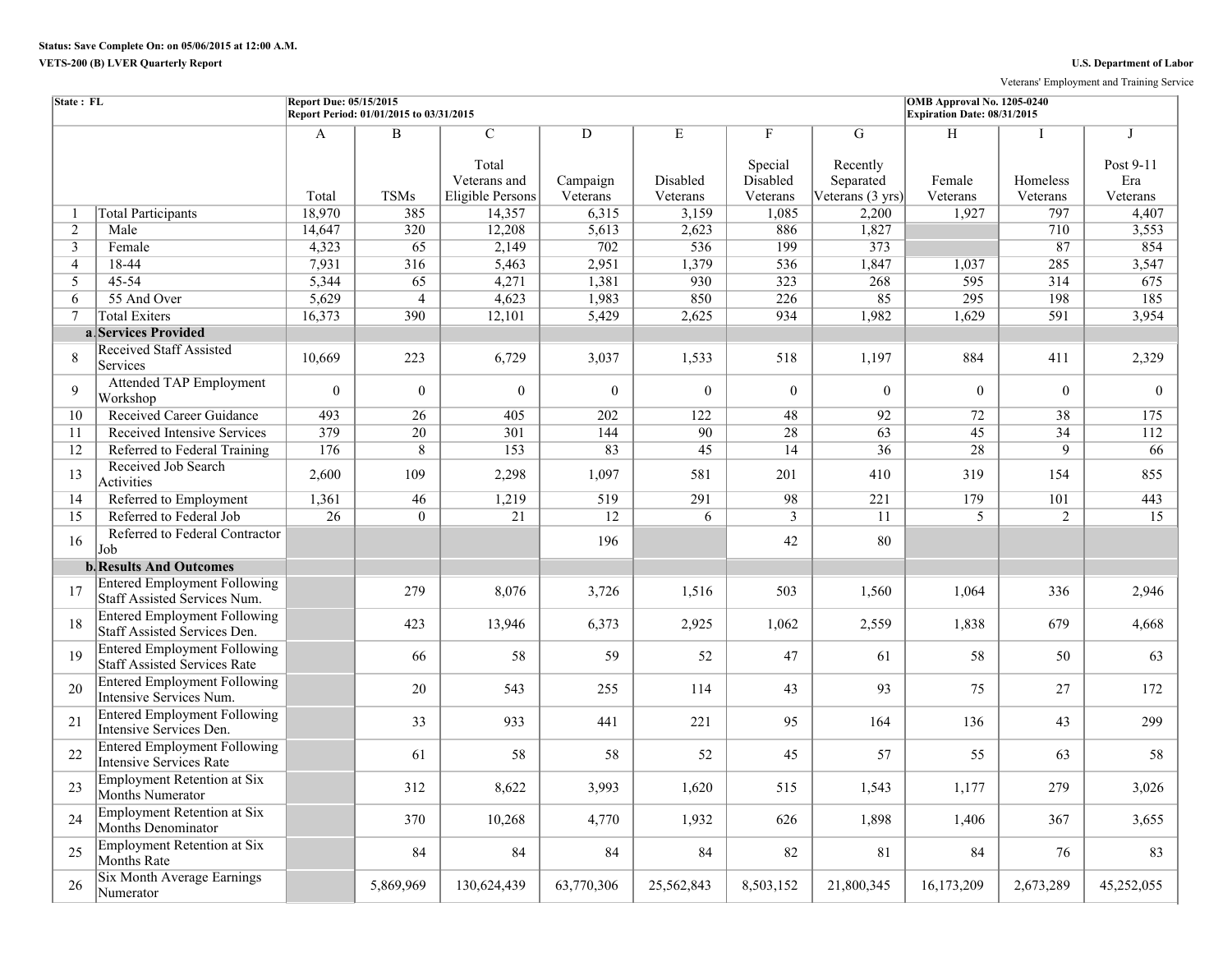Status: Save Complete On: on 05/06/2015 at 12:00 A.M.

VETS-200 (B) LVER Quarterly Report

U.S. Department of Labor

Veterans' Employment and Training Service

| State : FL | | Report Due: 05/15/2015<br>Report Period: 01/01/2015 to 03/31/2015 | | | | | | | OMB Approval No. 1205-0240<br>Expiration Date: 08/31/2015 | | |
|---|---|---|---|---|---|---|---|---|---|---|---|
| | | A | B | C | D | E | F | G | H | I | J |
| | | Total | TSMs | Total Veterans and Eligible Persons | Campaign Veterans | Disabled Veterans | Special Disabled Veterans | Recently Separated Veterans (3 yrs) | Female Veterans | Homeless Veterans | Post 9-11 Era Veterans |
| 1 | Total Participants | 18,970 | 385 | 14,357 | 6,315 | 3,159 | 1,085 | 2,200 | 1,927 | 797 | 4,407 |
| 2 | Male | 14,647 | 320 | 12,208 | 5,613 | 2,623 | 886 | 1,827 | | 710 | 3,553 |
| 3 | Female | 4,323 | 65 | 2,149 | 702 | 536 | 199 | 373 | | 87 | 854 |
| 4 | 18-44 | 7,931 | 316 | 5,463 | 2,951 | 1,379 | 536 | 1,847 | 1,037 | 285 | 3,547 |
| 5 | 45-54 | 5,344 | 65 | 4,271 | 1,381 | 930 | 323 | 268 | 595 | 314 | 675 |
| 6 | 55 And Over | 5,629 | 4 | 4,623 | 1,983 | 850 | 226 | 85 | 295 | 198 | 185 |
| 7 | Total Exiters | 16,373 | 390 | 12,101 | 5,429 | 2,625 | 934 | 1,982 | 1,629 | 591 | 3,954 |
| a. | **Services Provided** | | | | | | | | | | |
| 8 | Received Staff Assisted Services | 10,669 | 223 | 6,729 | 3,037 | 1,533 | 518 | 1,197 | 884 | 411 | 2,329 |
| 9 | Attended TAP Employment Workshop | 0 | 0 | 0 | 0 | 0 | 0 | 0 | 0 | 0 | 0 |
| 10 | Received Career Guidance | 493 | 26 | 405 | 202 | 122 | 48 | 92 | 72 | 38 | 175 |
| 11 | Received Intensive Services | 379 | 20 | 301 | 144 | 90 | 28 | 63 | 45 | 34 | 112 |
| 12 | Referred to Federal Training | 176 | 8 | 153 | 83 | 45 | 14 | 36 | 28 | 9 | 66 |
| 13 | Received Job Search Activities | 2,600 | 109 | 2,298 | 1,097 | 581 | 201 | 410 | 319 | 154 | 855 |
| 14 | Referred to Employment | 1,361 | 46 | 1,219 | 519 | 291 | 98 | 221 | 179 | 101 | 443 |
| 15 | Referred to Federal Job | 26 | 0 | 21 | 12 | 6 | 3 | 11 | 5 | 2 | 15 |
| 16 | Referred to Federal Contractor Job | | | | 196 | | 42 | 80 | | | |
| b. | **Results And Outcomes** | | | | | | | | | | |
| 17 | Entered Employment Following Staff Assisted Services Num. | | 279 | 8,076 | 3,726 | 1,516 | 503 | 1,560 | 1,064 | 336 | 2,946 |
| 18 | Entered Employment Following Staff Assisted Services Den. | | 423 | 13,946 | 6,373 | 2,925 | 1,062 | 2,559 | 1,838 | 679 | 4,668 |
| 19 | Entered Employment Following Staff Assisted Services Rate | | 66 | 58 | 59 | 52 | 47 | 61 | 58 | 50 | 63 |
| 20 | Entered Employment Following Intensive Services Num. | | 20 | 543 | 255 | 114 | 43 | 93 | 75 | 27 | 172 |
| 21 | Entered Employment Following Intensive Services Den. | | 33 | 933 | 441 | 221 | 95 | 164 | 136 | 43 | 299 |
| 22 | Entered Employment Following Intensive Services Rate | | 61 | 58 | 58 | 52 | 45 | 57 | 55 | 63 | 58 |
| 23 | Employment Retention at Six Months Numerator | | 312 | 8,622 | 3,993 | 1,620 | 515 | 1,543 | 1,177 | 279 | 3,026 |
| 24 | Employment Retention at Six Months Denominator | | 370 | 10,268 | 4,770 | 1,932 | 626 | 1,898 | 1,406 | 367 | 3,655 |
| 25 | Employment Retention at Six Months Rate | | 84 | 84 | 84 | 84 | 82 | 81 | 84 | 76 | 83 |
| 26 | Six Month Average Earnings Numerator | | 5,869,969 | 130,624,439 | 63,770,306 | 25,562,843 | 8,503,152 | 21,800,345 | 16,173,209 | 2,673,289 | 45,252,055 |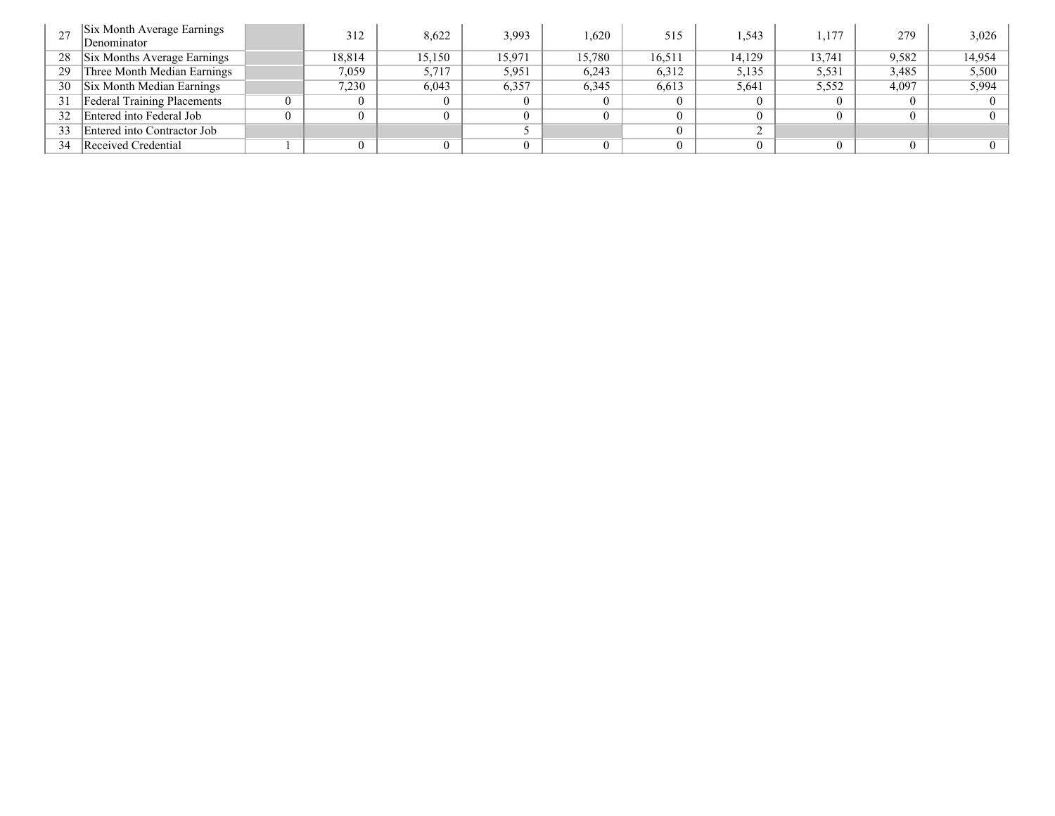| | | | | | | | | | | | |
|---|---|---|---|---|---|---|---|---|---|---|---|
| 27 | Six Month Average Earnings Denominator | | 312 | 8,622 | 3,993 | 1,620 | 515 | 1,543 | 1,177 | 279 | 3,026 |
| 28 | Six Months Average Earnings | | 18,814 | 15,150 | 15,971 | 15,780 | 16,511 | 14,129 | 13,741 | 9,582 | 14,954 |
| 29 | Three Month Median Earnings | | 7,059 | 5,717 | 5,951 | 6,243 | 6,312 | 5,135 | 5,531 | 3,485 | 5,500 |
| 30 | Six Month Median Earnings | | 7,230 | 6,043 | 6,357 | 6,345 | 6,613 | 5,641 | 5,552 | 4,097 | 5,994 |
| 31 | Federal Training Placements | 0 | 0 | 0 | 0 | 0 | 0 | 0 | 0 | 0 | 0 |
| 32 | Entered into Federal Job | 0 | 0 | 0 | 0 | 0 | 0 | 0 | 0 | 0 | 0 |
| 33 | Entered into Contractor Job | | | | 5 | | 0 | 2 | | | |
| 34 | Received Credential | 1 | 0 | 0 | 0 | 0 | 0 | 0 | 0 | 0 | 0 |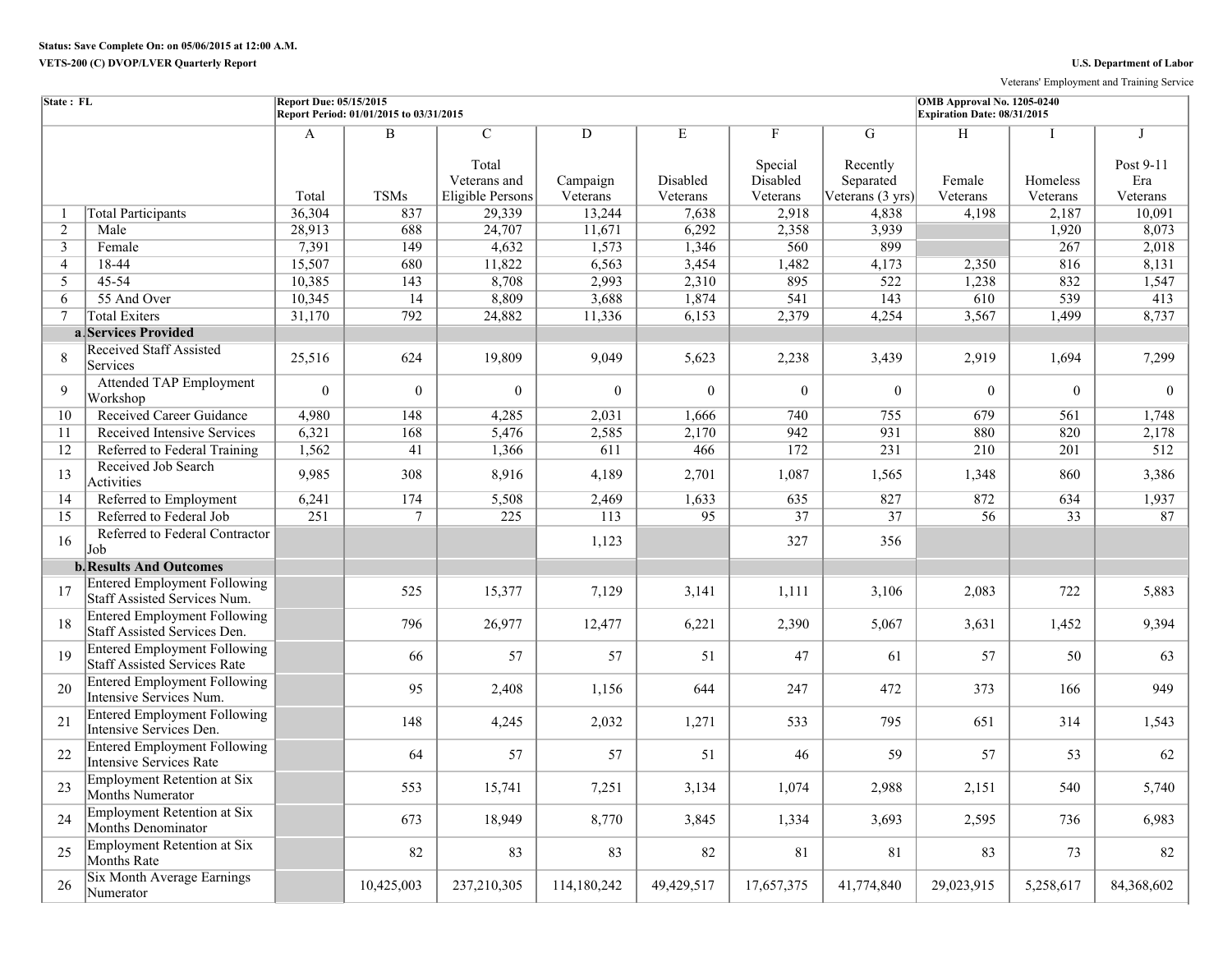Status: Save Complete On: on 05/06/2015 at 12:00 A.M.

VETS-200 (C) DVOP/LVER Quarterly Report

U.S. Department of Labor

Veterans' Employment and Training Service

| State : FL | | Report Due: 05/15/2015<br>Report Period: 01/01/2015 to 03/31/2015 | | | | | | | OMB Approval No. 1205-0240<br>Expiration Date: 08/31/2015 | | |
|---|---|---|---|---|---|---|---|---|---|---|---|
| | | A | B | C | D | E | F | G | H | I | J |
| | | Total | TSMs | Total Veterans and Eligible Persons | Campaign Veterans | Disabled Veterans | Special Disabled Veterans | Recently Separated Veterans (3 yrs) | Female Veterans | Homeless Veterans | Post 9-11 Era Veterans |
| 1 | Total Participants | 36,304 | 837 | 29,339 | 13,244 | 7,638 | 2,918 | 4,838 | 4,198 | 2,187 | 10,091 |
| 2 | Male | 28,913 | 688 | 24,707 | 11,671 | 6,292 | 2,358 | 3,939 | | 1,920 | 8,073 |
| 3 | Female | 7,391 | 149 | 4,632 | 1,573 | 1,346 | 560 | 899 | | 267 | 2,018 |
| 4 | 18-44 | 15,507 | 680 | 11,822 | 6,563 | 3,454 | 1,482 | 4,173 | 2,350 | 816 | 8,131 |
| 5 | 45-54 | 10,385 | 143 | 8,708 | 2,993 | 2,310 | 895 | 522 | 1,238 | 832 | 1,547 |
| 6 | 55 And Over | 10,345 | 14 | 8,809 | 3,688 | 1,874 | 541 | 143 | 610 | 539 | 413 |
| 7 | Total Exiters | 31,170 | 792 | 24,882 | 11,336 | 6,153 | 2,379 | 4,254 | 3,567 | 1,499 | 8,737 |
| a. | **Services Provided** | | | | | | | | | | |
| 8 | Received Staff Assisted Services | 25,516 | 624 | 19,809 | 9,049 | 5,623 | 2,238 | 3,439 | 2,919 | 1,694 | 7,299 |
| 9 | Attended TAP Employment Workshop | 0 | 0 | 0 | 0 | 0 | 0 | 0 | 0 | 0 | 0 |
| 10 | Received Career Guidance | 4,980 | 148 | 4,285 | 2,031 | 1,666 | 740 | 755 | 679 | 561 | 1,748 |
| 11 | Received Intensive Services | 6,321 | 168 | 5,476 | 2,585 | 2,170 | 942 | 931 | 880 | 820 | 2,178 |
| 12 | Referred to Federal Training | 1,562 | 41 | 1,366 | 611 | 466 | 172 | 231 | 210 | 201 | 512 |
| 13 | Received Job Search Activities | 9,985 | 308 | 8,916 | 4,189 | 2,701 | 1,087 | 1,565 | 1,348 | 860 | 3,386 |
| 14 | Referred to Employment | 6,241 | 174 | 5,508 | 2,469 | 1,633 | 635 | 827 | 872 | 634 | 1,937 |
| 15 | Referred to Federal Job | 251 | 7 | 225 | 113 | 95 | 37 | 37 | 56 | 33 | 87 |
| 16 | Referred to Federal Contractor Job | | | | 1,123 | | 327 | 356 | | | |
| b. | **Results And Outcomes** | | | | | | | | | | |
| 17 | Entered Employment Following Staff Assisted Services Num. | | 525 | 15,377 | 7,129 | 3,141 | 1,111 | 3,106 | 2,083 | 722 | 5,883 |
| 18 | Entered Employment Following Staff Assisted Services Den. | | 796 | 26,977 | 12,477 | 6,221 | 2,390 | 5,067 | 3,631 | 1,452 | 9,394 |
| 19 | Entered Employment Following Staff Assisted Services Rate | | 66 | 57 | 57 | 51 | 47 | 61 | 57 | 50 | 63 |
| 20 | Entered Employment Following Intensive Services Num. | | 95 | 2,408 | 1,156 | 644 | 247 | 472 | 373 | 166 | 949 |
| 21 | Entered Employment Following Intensive Services Den. | | 148 | 4,245 | 2,032 | 1,271 | 533 | 795 | 651 | 314 | 1,543 |
| 22 | Entered Employment Following Intensive Services Rate | | 64 | 57 | 57 | 51 | 46 | 59 | 57 | 53 | 62 |
| 23 | Employment Retention at Six Months Numerator | | 553 | 15,741 | 7,251 | 3,134 | 1,074 | 2,988 | 2,151 | 540 | 5,740 |
| 24 | Employment Retention at Six Months Denominator | | 673 | 18,949 | 8,770 | 3,845 | 1,334 | 3,693 | 2,595 | 736 | 6,983 |
| 25 | Employment Retention at Six Months Rate | | 82 | 83 | 83 | 82 | 81 | 81 | 83 | 73 | 82 |
| 26 | Six Month Average Earnings Numerator | | 10,425,003 | 237,210,305 | 114,180,242 | 49,429,517 | 17,657,375 | 41,774,840 | 29,023,915 | 5,258,617 | 84,368,602 |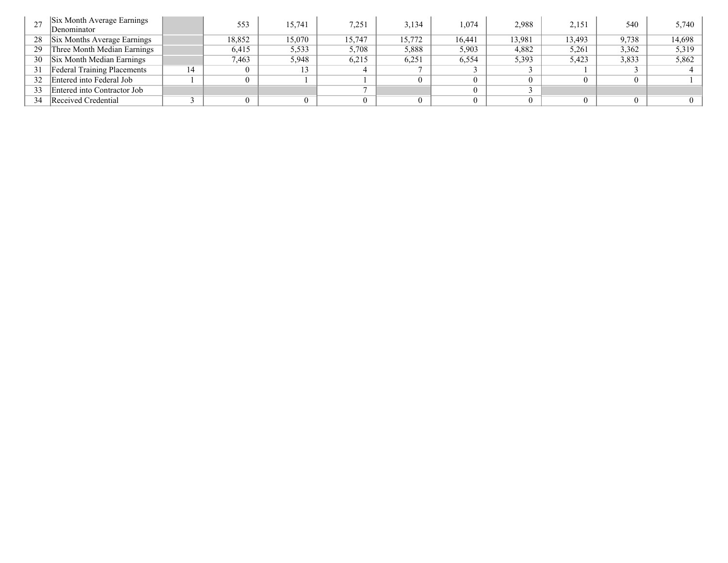| | | | | | | | | | | | |
|---|---|---|---|---|---|---|---|---|---|---|---|
| 27 | Six Month Average Earnings Denominator | | 553 | 15,741 | 7,251 | 3,134 | 1,074 | 2,988 | 2,151 | 540 | 5,740 |
| 28 | Six Months Average Earnings | | 18,852 | 15,070 | 15,747 | 15,772 | 16,441 | 13,981 | 13,493 | 9,738 | 14,698 |
| 29 | Three Month Median Earnings | | 6,415 | 5,533 | 5,708 | 5,888 | 5,903 | 4,882 | 5,261 | 3,362 | 5,319 |
| 30 | Six Month Median Earnings | | 7,463 | 5,948 | 6,215 | 6,251 | 6,554 | 5,393 | 5,423 | 3,833 | 5,862 |
| 31 | Federal Training Placements | 14 | 0 | 13 | 4 | 7 | 3 | 3 | 1 | 3 | 4 |
| 32 | Entered into Federal Job | 1 | 0 | 1 | 1 | 0 | 0 | 0 | 0 | 0 | 1 |
| 33 | Entered into Contractor Job | | | | 7 | | 0 | 3 | | | |
| 34 | Received Credential | 3 | 0 | 0 | 0 | 0 | 0 | 0 | 0 | 0 | 0 |